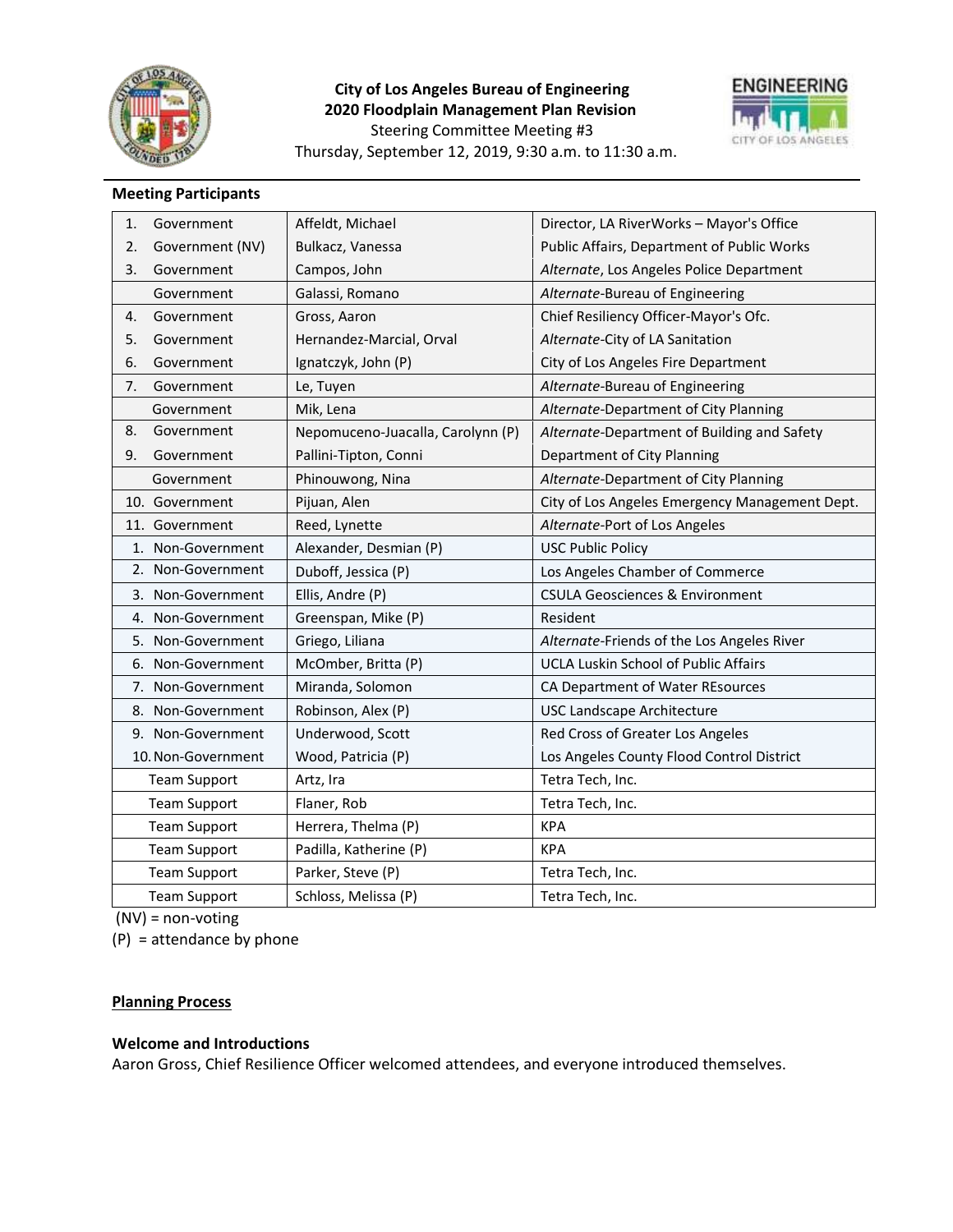**City of Los Angeles Bureau of Engineering**
**2020 Floodplain Management Plan Revision**
Steering Committee Meeting #3
Thursday, September 12, 2019, 9:30 a.m. to 11:30 a.m.

### Meeting Participants

| | | |
|---|---|---|
| 1. Government | Affeldt, Michael | Director, LA RiverWorks – Mayor's Office |
| 2. Government (NV) | Bulkacz, Vanessa | Public Affairs, Department of Public Works |
| 3. Government | Campos, John | *Alternate*, Los Angeles Police Department |
| Government | Galassi, Romano | *Alternate*-Bureau of Engineering |
| 4. Government | Gross, Aaron | Chief Resiliency Officer-Mayor's Ofc. |
| 5. Government | Hernandez-Marcial, Orval | *Alternate*-City of LA Sanitation |
| 6. Government | Ignatczyk, John (P) | City of Los Angeles Fire Department |
| 7. Government | Le, Tuyen | *Alternate*-Bureau of Engineering |
| Government | Mik, Lena | *Alternate*-Department of City Planning |
| 8. Government | Nepomuceno-Juacalla, Carolynn (P) | *Alternate*-Department of Building and Safety |
| 9. Government | Pallini-Tipton, Conni | Department of City Planning |
| Government | Phinouwong, Nina | *Alternate*-Department of City Planning |
| 10. Government | Pijuan, Alen | City of Los Angeles Emergency Management Dept. |
| 11. Government | Reed, Lynette | *Alternate*-Port of Los Angeles |
| 1. Non-Government | Alexander, Desmian (P) | USC Public Policy |
| 2. Non-Government | Duboff, Jessica (P) | Los Angeles Chamber of Commerce |
| 3. Non-Government | Ellis, Andre (P) | CSULA Geosciences & Environment |
| 4. Non-Government | Greenspan, Mike (P) | Resident |
| 5. Non-Government | Griego, Liliana | *Alternate*-Friends of the Los Angeles River |
| 6. Non-Government | McOmber, Britta (P) | UCLA Luskin School of Public Affairs |
| 7. Non-Government | Miranda, Solomon | CA Department of Water REsources |
| 8. Non-Government | Robinson, Alex (P) | USC Landscape Architecture |
| 9. Non-Government | Underwood, Scott | Red Cross of Greater Los Angeles |
| 10. Non-Government | Wood, Patricia (P) | Los Angeles County Flood Control District |
| Team Support | Artz, Ira | Tetra Tech, Inc. |
| Team Support | Flaner, Rob | Tetra Tech, Inc. |
| Team Support | Herrera, Thelma (P) | KPA |
| Team Support | Padilla, Katherine (P) | KPA |
| Team Support | Parker, Steve (P) | Tetra Tech, Inc. |
| Team Support | Schloss, Melissa (P) | Tetra Tech, Inc. |

(NV) = non-voting
(P) = attendance by phone

## Planning Process

### Welcome and Introductions

Aaron Gross, Chief Resilience Officer welcomed attendees, and everyone introduced themselves.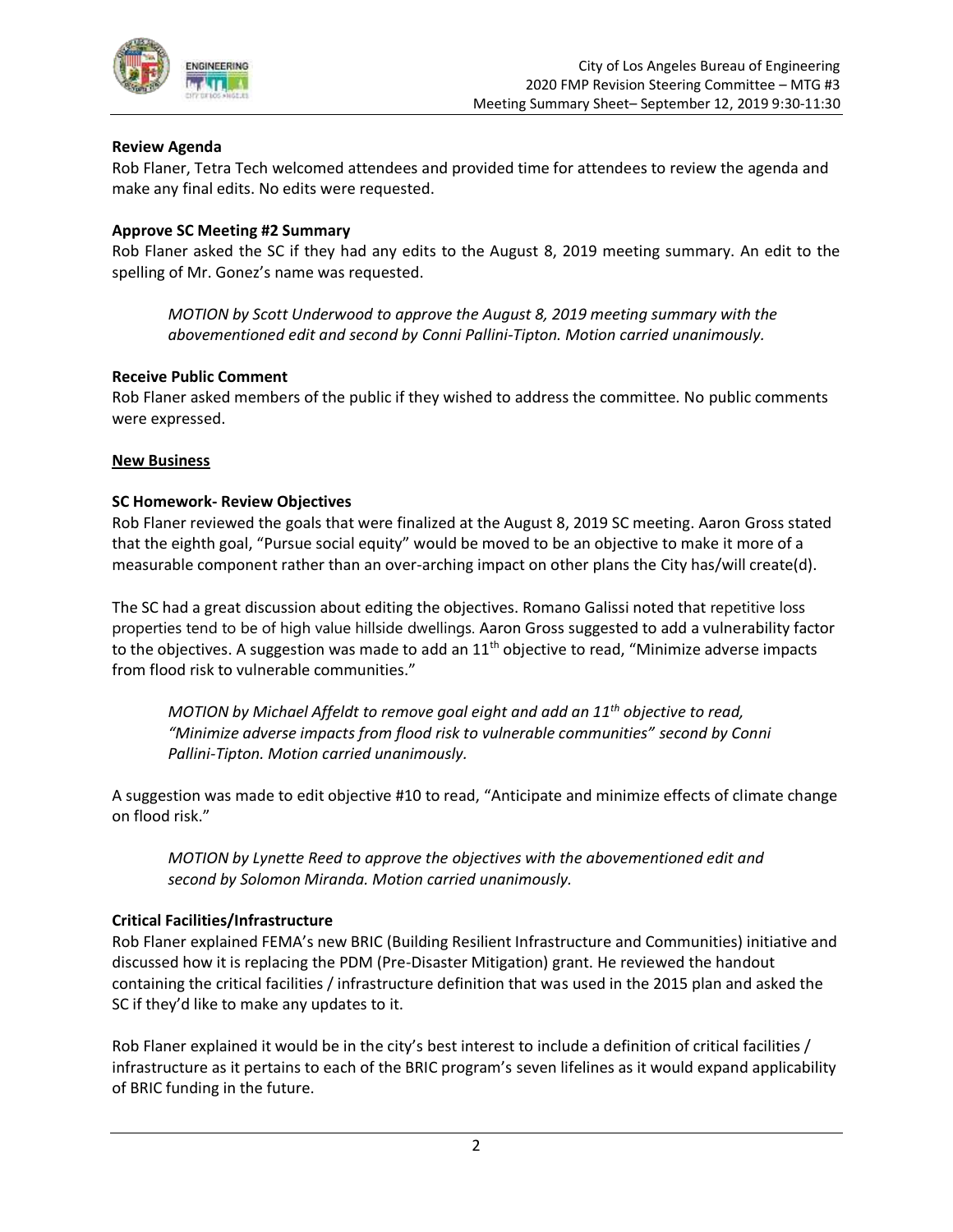**Review Agenda**

Rob Flaner, Tetra Tech welcomed attendees and provided time for attendees to review the agenda and make any final edits. No edits were requested.

**Approve SC Meeting #2 Summary**

Rob Flaner asked the SC if they had any edits to the August 8, 2019 meeting summary. An edit to the spelling of Mr. Gonez's name was requested.

> *MOTION by Scott Underwood to approve the August 8, 2019 meeting summary with the abovementioned edit and second by Conni Pallini-Tipton. Motion carried unanimously.*

**Receive Public Comment**

Rob Flaner asked members of the public if they wished to address the committee. No public comments were expressed.

**New Business**

**SC Homework- Review Objectives**

Rob Flaner reviewed the goals that were finalized at the August 8, 2019 SC meeting. Aaron Gross stated that the eighth goal, "Pursue social equity" would be moved to be an objective to make it more of a measurable component rather than an over-arching impact on other plans the City has/will create(d).

The SC had a great discussion about editing the objectives. Romano Galissi noted that repetitive loss properties tend to be of high value hillside dwellings. Aaron Gross suggested to add a vulnerability factor to the objectives. A suggestion was made to add an 11th objective to read, "Minimize adverse impacts from flood risk to vulnerable communities."

> *MOTION by Michael Affeldt to remove goal eight and add an 11th objective to read, "Minimize adverse impacts from flood risk to vulnerable communities" second by Conni Pallini-Tipton. Motion carried unanimously.*

A suggestion was made to edit objective #10 to read, "Anticipate and minimize effects of climate change on flood risk."

> *MOTION by Lynette Reed to approve the objectives with the abovementioned edit and second by Solomon Miranda. Motion carried unanimously.*

**Critical Facilities/Infrastructure**

Rob Flaner explained FEMA's new BRIC (Building Resilient Infrastructure and Communities) initiative and discussed how it is replacing the PDM (Pre-Disaster Mitigation) grant. He reviewed the handout containing the critical facilities / infrastructure definition that was used in the 2015 plan and asked the SC if they'd like to make any updates to it.

Rob Flaner explained it would be in the city's best interest to include a definition of critical facilities / infrastructure as it pertains to each of the BRIC program's seven lifelines as it would expand applicability of BRIC funding in the future.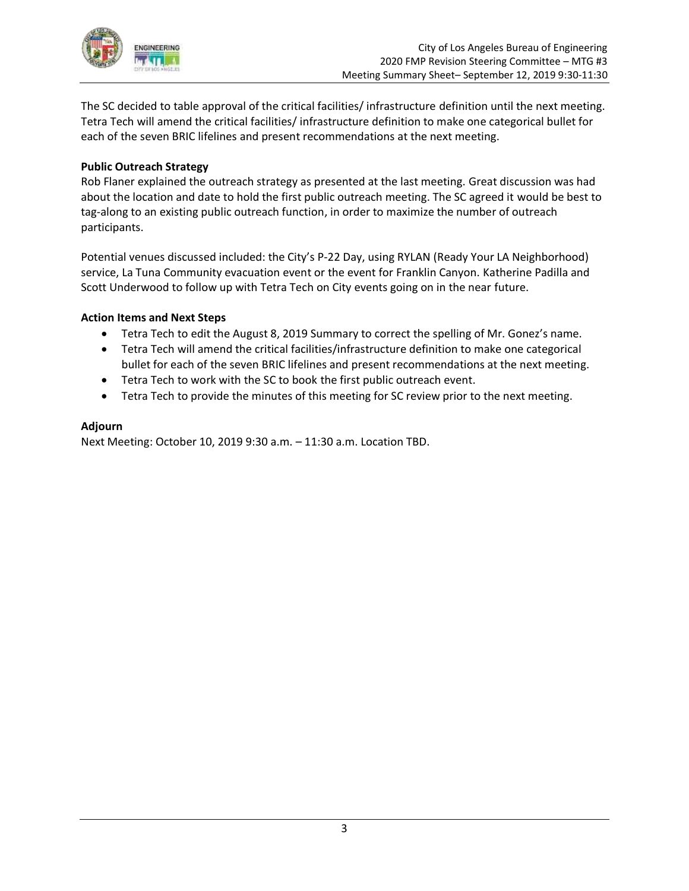The SC decided to table approval of the critical facilities/ infrastructure definition until the next meeting. Tetra Tech will amend the critical facilities/ infrastructure definition to make one categorical bullet for each of the seven BRIC lifelines and present recommendations at the next meeting.

**Public Outreach Strategy**

Rob Flaner explained the outreach strategy as presented at the last meeting. Great discussion was had about the location and date to hold the first public outreach meeting. The SC agreed it would be best to tag-along to an existing public outreach function, in order to maximize the number of outreach participants.

Potential venues discussed included: the City's P-22 Day, using RYLAN (Ready Your LA Neighborhood) service, La Tuna Community evacuation event or the event for Franklin Canyon. Katherine Padilla and Scott Underwood to follow up with Tetra Tech on City events going on in the near future.

**Action Items and Next Steps**

- Tetra Tech to edit the August 8, 2019 Summary to correct the spelling of Mr. Gonez's name.
- Tetra Tech will amend the critical facilities/infrastructure definition to make one categorical bullet for each of the seven BRIC lifelines and present recommendations at the next meeting.
- Tetra Tech to work with the SC to book the first public outreach event.
- Tetra Tech to provide the minutes of this meeting for SC review prior to the next meeting.

**Adjourn**

Next Meeting: October 10, 2019 9:30 a.m. – 11:30 a.m. Location TBD.